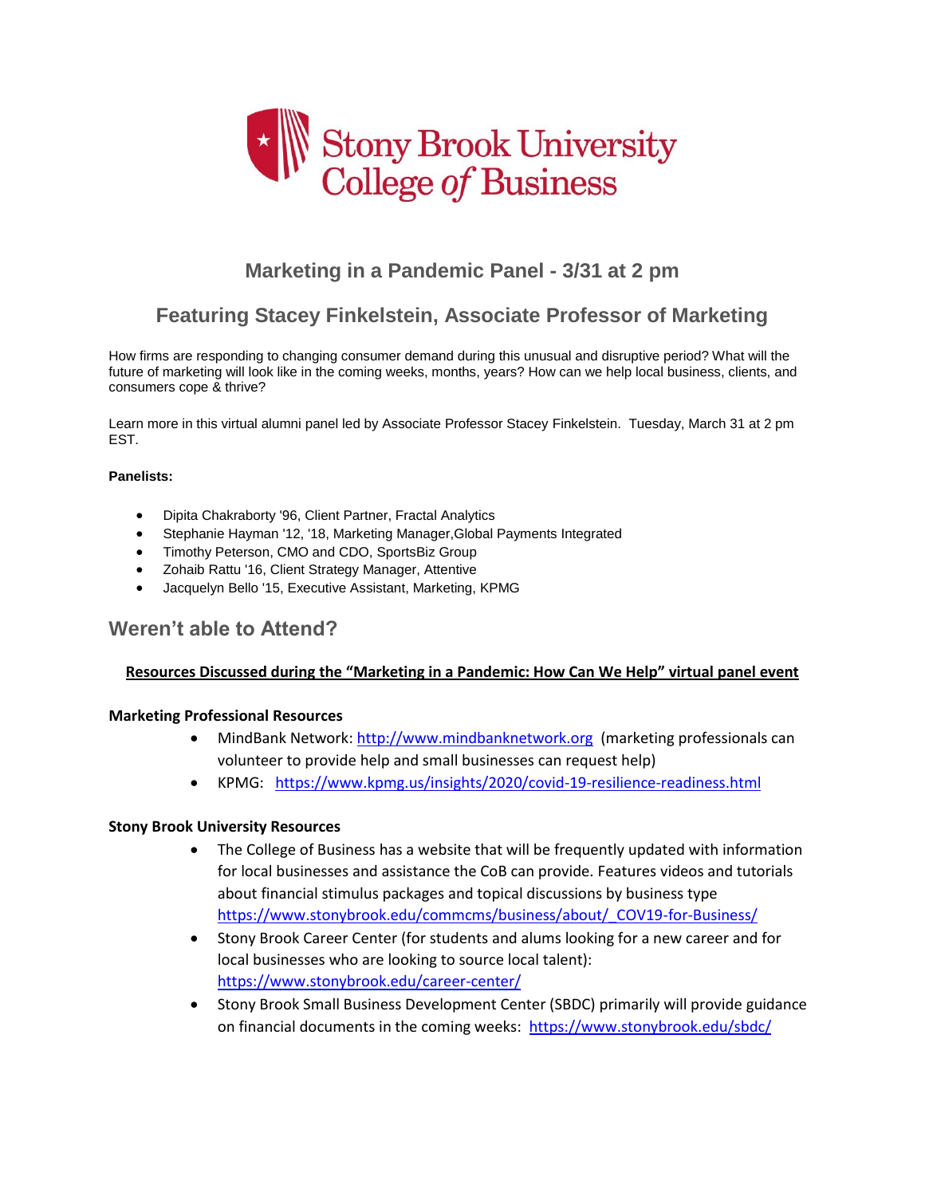Stony Brook University College of Business

## Marketing in a Pandemic Panel - 3/31 at 2 pm

## Featuring Stacey Finkelstein, Associate Professor of Marketing

How firms are responding to changing consumer demand during this unusual and disruptive period? What will the future of marketing will look like in the coming weeks, months, years? How can we help local business, clients, and consumers cope & thrive?

Learn more in this virtual alumni panel led by Associate Professor Stacey Finkelstein. Tuesday, March 31 at 2 pm EST.

**Panelists:**

- Dipita Chakraborty '96, Client Partner, Fractal Analytics
- Stephanie Hayman '12, '18, Marketing Manager,Global Payments Integrated
- Timothy Peterson, CMO and CDO, SportsBiz Group
- Zohaib Rattu '16, Client Strategy Manager, Attentive
- Jacquelyn Bello '15, Executive Assistant, Marketing, KPMG

## Weren't able to Attend?

**Resources Discussed during the "Marketing in a Pandemic: How Can We Help" virtual panel event**

**Marketing Professional Resources**

- MindBank Network: http://www.mindbanknetwork.org (marketing professionals can volunteer to provide help and small businesses can request help)
- KPMG: https://www.kpmg.us/insights/2020/covid-19-resilience-readiness.html

**Stony Brook University Resources**

- The College of Business has a website that will be frequently updated with information for local businesses and assistance the CoB can provide. Features videos and tutorials about financial stimulus packages and topical discussions by business type https://www.stonybrook.edu/commcms/business/about/_COV19-for-Business/
- Stony Brook Career Center (for students and alums looking for a new career and for local businesses who are looking to source local talent): https://www.stonybrook.edu/career-center/
- Stony Brook Small Business Development Center (SBDC) primarily will provide guidance on financial documents in the coming weeks: https://www.stonybrook.edu/sbdc/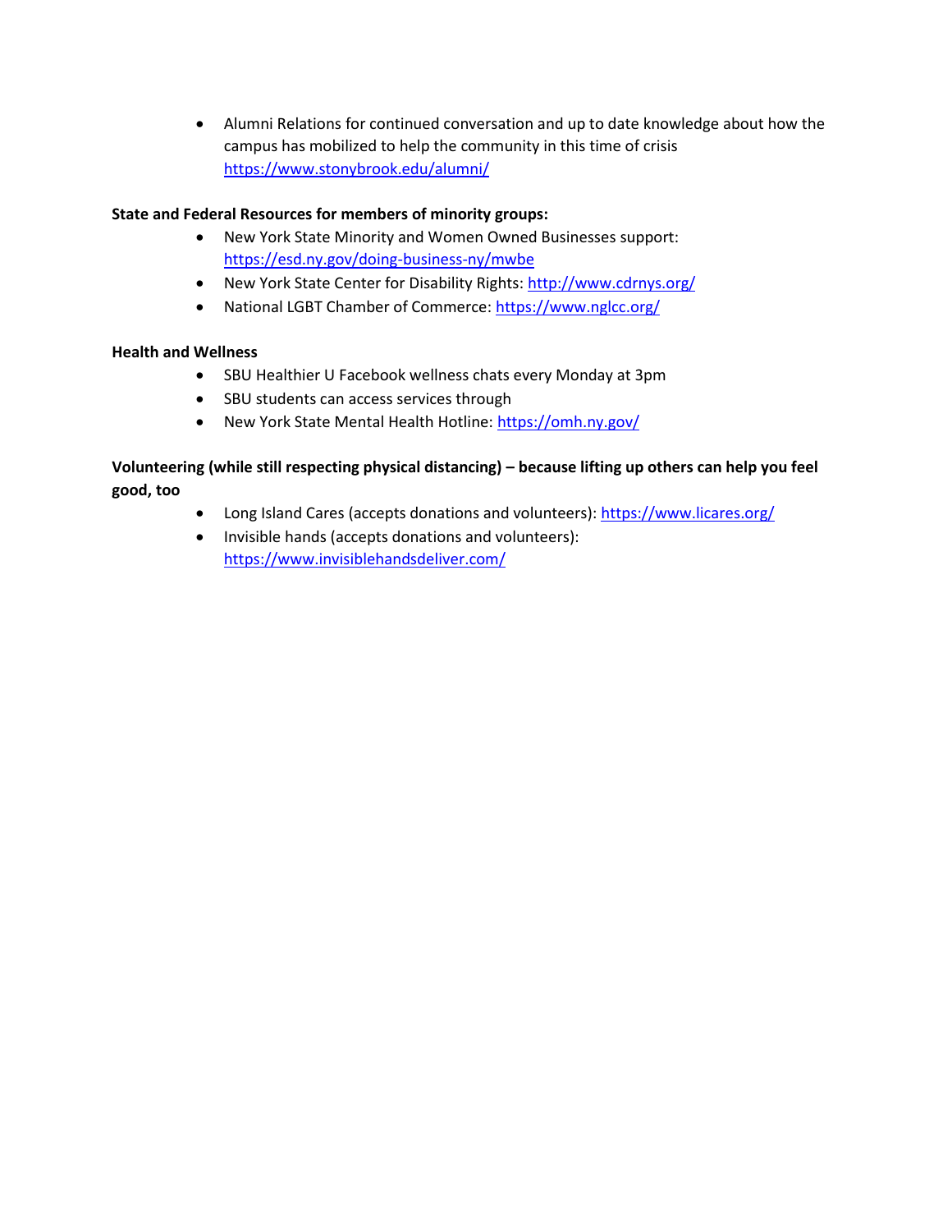- Alumni Relations for continued conversation and up to date knowledge about how the campus has mobilized to help the community in this time of crisis https://www.stonybrook.edu/alumni/

**State and Federal Resources for members of minority groups:**

- New York State Minority and Women Owned Businesses support: https://esd.ny.gov/doing-business-ny/mwbe
- New York State Center for Disability Rights: http://www.cdrnys.org/
- National LGBT Chamber of Commerce: https://www.nglcc.org/

**Health and Wellness**

- SBU Healthier U Facebook wellness chats every Monday at 3pm
- SBU students can access services through
- New York State Mental Health Hotline: https://omh.ny.gov/

**Volunteering (while still respecting physical distancing) – because lifting up others can help you feel good, too**

- Long Island Cares (accepts donations and volunteers): https://www.licares.org/
- Invisible hands (accepts donations and volunteers): https://www.invisiblehandsdeliver.com/